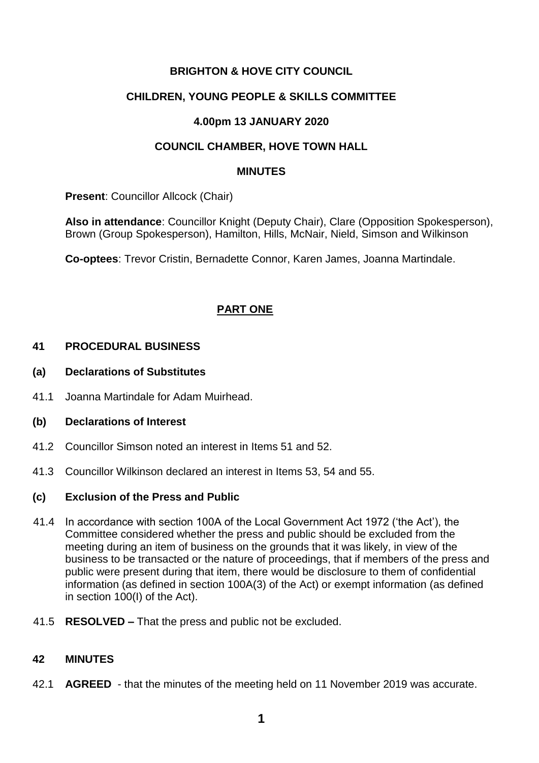# BRIGHTON & HOVE CITY COUNCIL

## CHILDREN, YOUNG PEOPLE & SKILLS COMMITTEE

## 4.00pm 13 JANUARY 2020

## COUNCIL CHAMBER, HOVE TOWN HALL

## MINUTES

**Present**: Councillor Allcock (Chair)

**Also in attendance**: Councillor Knight (Deputy Chair), Clare (Opposition Spokesperson), Brown (Group Spokesperson), Hamilton, Hills, McNair, Nield, Simson and Wilkinson

**Co-optees**: Trevor Cristin, Bernadette Connor, Karen James, Joanna Martindale.

## PART ONE

### 41 PROCEDURAL BUSINESS

### (a) Declarations of Substitutes

41.1 Joanna Martindale for Adam Muirhead.

### (b) Declarations of Interest

41.2 Councillor Simson noted an interest in Items 51 and 52.

41.3 Councillor Wilkinson declared an interest in Items 53, 54 and 55.

### (c) Exclusion of the Press and Public

41.4 In accordance with section 100A of the Local Government Act 1972 ('the Act'), the Committee considered whether the press and public should be excluded from the meeting during an item of business on the grounds that it was likely, in view of the business to be transacted or the nature of proceedings, that if members of the press and public were present during that item, there would be disclosure to them of confidential information (as defined in section 100A(3) of the Act) or exempt information (as defined in section 100(I) of the Act).

41.5 **RESOLVED –** That the press and public not be excluded.

### 42 MINUTES

42.1 **AGREED** - that the minutes of the meeting held on 11 November 2019 was accurate.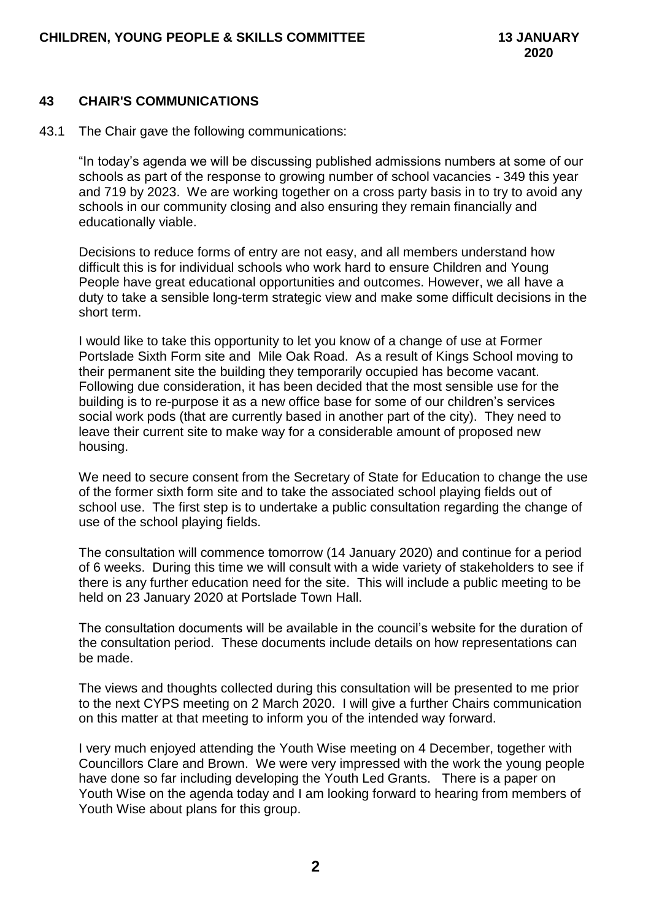## 43 CHAIR'S COMMUNICATIONS

43.1 The Chair gave the following communications:

"In today's agenda we will be discussing published admissions numbers at some of our schools as part of the response to growing number of school vacancies - 349 this year and 719 by 2023. We are working together on a cross party basis in to try to avoid any schools in our community closing and also ensuring they remain financially and educationally viable.

Decisions to reduce forms of entry are not easy, and all members understand how difficult this is for individual schools who work hard to ensure Children and Young People have great educational opportunities and outcomes. However, we all have a duty to take a sensible long-term strategic view and make some difficult decisions in the short term.

I would like to take this opportunity to let you know of a change of use at Former Portslade Sixth Form site and Mile Oak Road. As a result of Kings School moving to their permanent site the building they temporarily occupied has become vacant. Following due consideration, it has been decided that the most sensible use for the building is to re-purpose it as a new office base for some of our children's services social work pods (that are currently based in another part of the city). They need to leave their current site to make way for a considerable amount of proposed new housing.

We need to secure consent from the Secretary of State for Education to change the use of the former sixth form site and to take the associated school playing fields out of school use. The first step is to undertake a public consultation regarding the change of use of the school playing fields.

The consultation will commence tomorrow (14 January 2020) and continue for a period of 6 weeks. During this time we will consult with a wide variety of stakeholders to see if there is any further education need for the site. This will include a public meeting to be held on 23 January 2020 at Portslade Town Hall.

The consultation documents will be available in the council's website for the duration of the consultation period. These documents include details on how representations can be made.

The views and thoughts collected during this consultation will be presented to me prior to the next CYPS meeting on 2 March 2020. I will give a further Chairs communication on this matter at that meeting to inform you of the intended way forward.

I very much enjoyed attending the Youth Wise meeting on 4 December, together with Councillors Clare and Brown. We were very impressed with the work the young people have done so far including developing the Youth Led Grants. There is a paper on Youth Wise on the agenda today and I am looking forward to hearing from members of Youth Wise about plans for this group.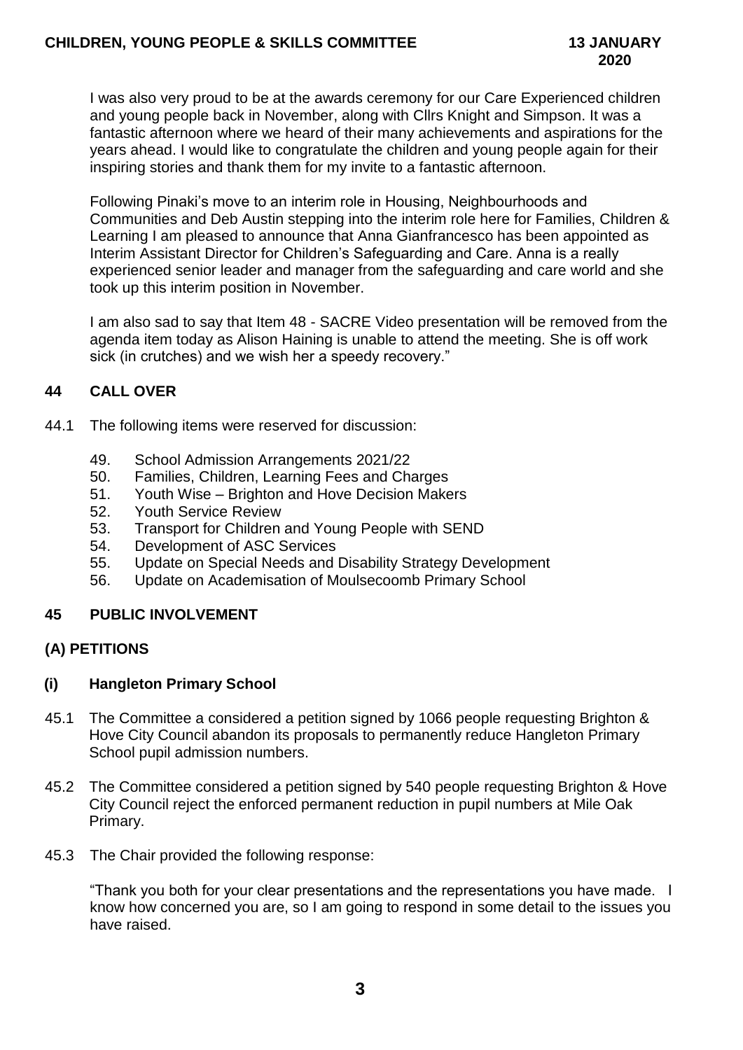I was also very proud to be at the awards ceremony for our Care Experienced children and young people back in November, along with Cllrs Knight and Simpson. It was a fantastic afternoon where we heard of their many achievements and aspirations for the years ahead. I would like to congratulate the children and young people again for their inspiring stories and thank them for my invite to a fantastic afternoon.

Following Pinaki's move to an interim role in Housing, Neighbourhoods and Communities and Deb Austin stepping into the interim role here for Families, Children & Learning I am pleased to announce that Anna Gianfrancesco has been appointed as Interim Assistant Director for Children's Safeguarding and Care. Anna is a really experienced senior leader and manager from the safeguarding and care world and she took up this interim position in November.

I am also sad to say that Item 48 - SACRE Video presentation will be removed from the agenda item today as Alison Haining is unable to attend the meeting. She is off work sick (in crutches) and we wish her a speedy recovery."

## 44 CALL OVER

44.1 The following items were reserved for discussion:

49. School Admission Arrangements 2021/22
50. Families, Children, Learning Fees and Charges
51. Youth Wise – Brighton and Hove Decision Makers
52. Youth Service Review
53. Transport for Children and Young People with SEND
54. Development of ASC Services
55. Update on Special Needs and Disability Strategy Development
56. Update on Academisation of Moulsecoomb Primary School

## 45 PUBLIC INVOLVEMENT

### (A) PETITIONS

#### (i) Hangleton Primary School

45.1 The Committee a considered a petition signed by 1066 people requesting Brighton & Hove City Council abandon its proposals to permanently reduce Hangleton Primary School pupil admission numbers.

45.2 The Committee considered a petition signed by 540 people requesting Brighton & Hove City Council reject the enforced permanent reduction in pupil numbers at Mile Oak Primary.

45.3 The Chair provided the following response:

"Thank you both for your clear presentations and the representations you have made. I know how concerned you are, so I am going to respond in some detail to the issues you have raised.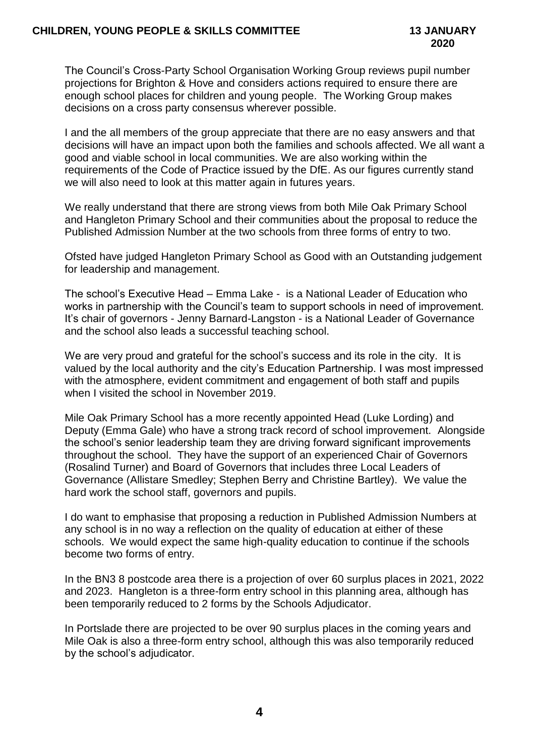The Council's Cross-Party School Organisation Working Group reviews pupil number projections for Brighton & Hove and considers actions required to ensure there are enough school places for children and young people. The Working Group makes decisions on a cross party consensus wherever possible.

I and the all members of the group appreciate that there are no easy answers and that decisions will have an impact upon both the families and schools affected. We all want a good and viable school in local communities. We are also working within the requirements of the Code of Practice issued by the DfE. As our figures currently stand we will also need to look at this matter again in futures years.

We really understand that there are strong views from both Mile Oak Primary School and Hangleton Primary School and their communities about the proposal to reduce the Published Admission Number at the two schools from three forms of entry to two.

Ofsted have judged Hangleton Primary School as Good with an Outstanding judgement for leadership and management.

The school's Executive Head – Emma Lake - is a National Leader of Education who works in partnership with the Council's team to support schools in need of improvement. It's chair of governors - Jenny Barnard-Langston - is a National Leader of Governance and the school also leads a successful teaching school.

We are very proud and grateful for the school's success and its role in the city. It is valued by the local authority and the city's Education Partnership. I was most impressed with the atmosphere, evident commitment and engagement of both staff and pupils when I visited the school in November 2019.

Mile Oak Primary School has a more recently appointed Head (Luke Lording) and Deputy (Emma Gale) who have a strong track record of school improvement. Alongside the school's senior leadership team they are driving forward significant improvements throughout the school. They have the support of an experienced Chair of Governors (Rosalind Turner) and Board of Governors that includes three Local Leaders of Governance (Allistare Smedley; Stephen Berry and Christine Bartley). We value the hard work the school staff, governors and pupils.

I do want to emphasise that proposing a reduction in Published Admission Numbers at any school is in no way a reflection on the quality of education at either of these schools. We would expect the same high-quality education to continue if the schools become two forms of entry.

In the BN3 8 postcode area there is a projection of over 60 surplus places in 2021, 2022 and 2023. Hangleton is a three-form entry school in this planning area, although has been temporarily reduced to 2 forms by the Schools Adjudicator.

In Portslade there are projected to be over 90 surplus places in the coming years and Mile Oak is also a three-form entry school, although this was also temporarily reduced by the school's adjudicator.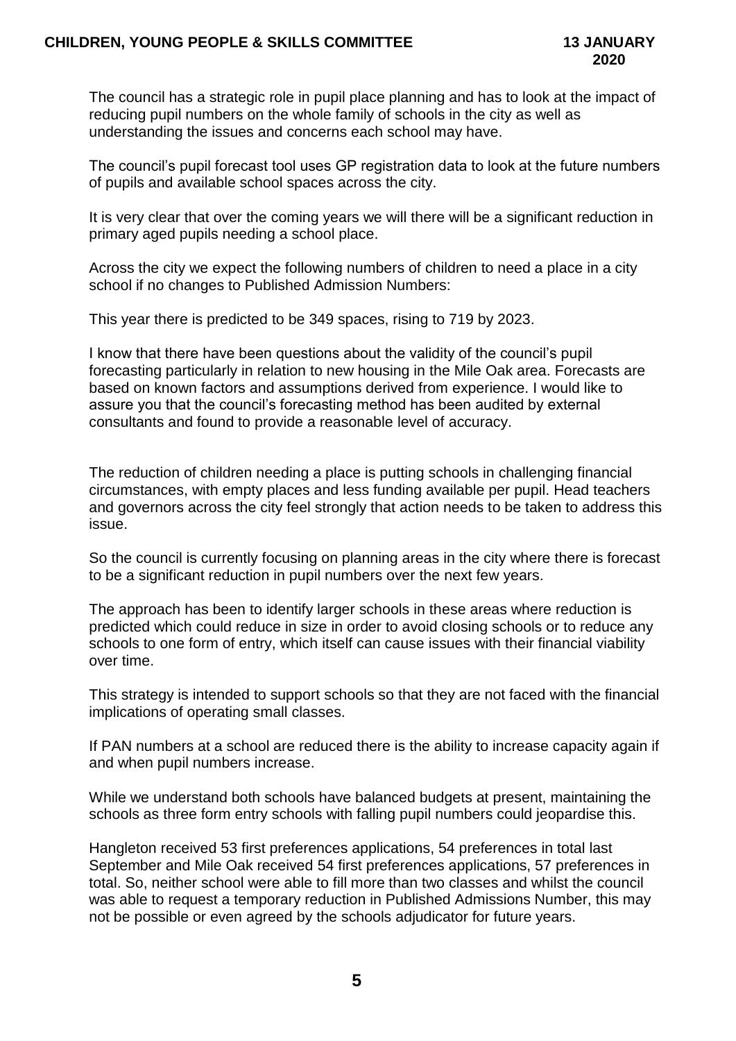The council has a strategic role in pupil place planning and has to look at the impact of reducing pupil numbers on the whole family of schools in the city as well as understanding the issues and concerns each school may have.

The council's pupil forecast tool uses GP registration data to look at the future numbers of pupils and available school spaces across the city.

It is very clear that over the coming years we will there will be a significant reduction in primary aged pupils needing a school place.

Across the city we expect the following numbers of children to need a place in a city school if no changes to Published Admission Numbers:

This year there is predicted to be 349 spaces, rising to 719 by 2023.

I know that there have been questions about the validity of the council's pupil forecasting particularly in relation to new housing in the Mile Oak area. Forecasts are based on known factors and assumptions derived from experience. I would like to assure you that the council's forecasting method has been audited by external consultants and found to provide a reasonable level of accuracy.

The reduction of children needing a place is putting schools in challenging financial circumstances, with empty places and less funding available per pupil. Head teachers and governors across the city feel strongly that action needs to be taken to address this issue.

So the council is currently focusing on planning areas in the city where there is forecast to be a significant reduction in pupil numbers over the next few years.

The approach has been to identify larger schools in these areas where reduction is predicted which could reduce in size in order to avoid closing schools or to reduce any schools to one form of entry, which itself can cause issues with their financial viability over time.

This strategy is intended to support schools so that they are not faced with the financial implications of operating small classes.

If PAN numbers at a school are reduced there is the ability to increase capacity again if and when pupil numbers increase.

While we understand both schools have balanced budgets at present, maintaining the schools as three form entry schools with falling pupil numbers could jeopardise this.

Hangleton received 53 first preferences applications, 54 preferences in total last September and Mile Oak received 54 first preferences applications, 57 preferences in total. So, neither school were able to fill more than two classes and whilst the council was able to request a temporary reduction in Published Admissions Number, this may not be possible or even agreed by the schools adjudicator for future years.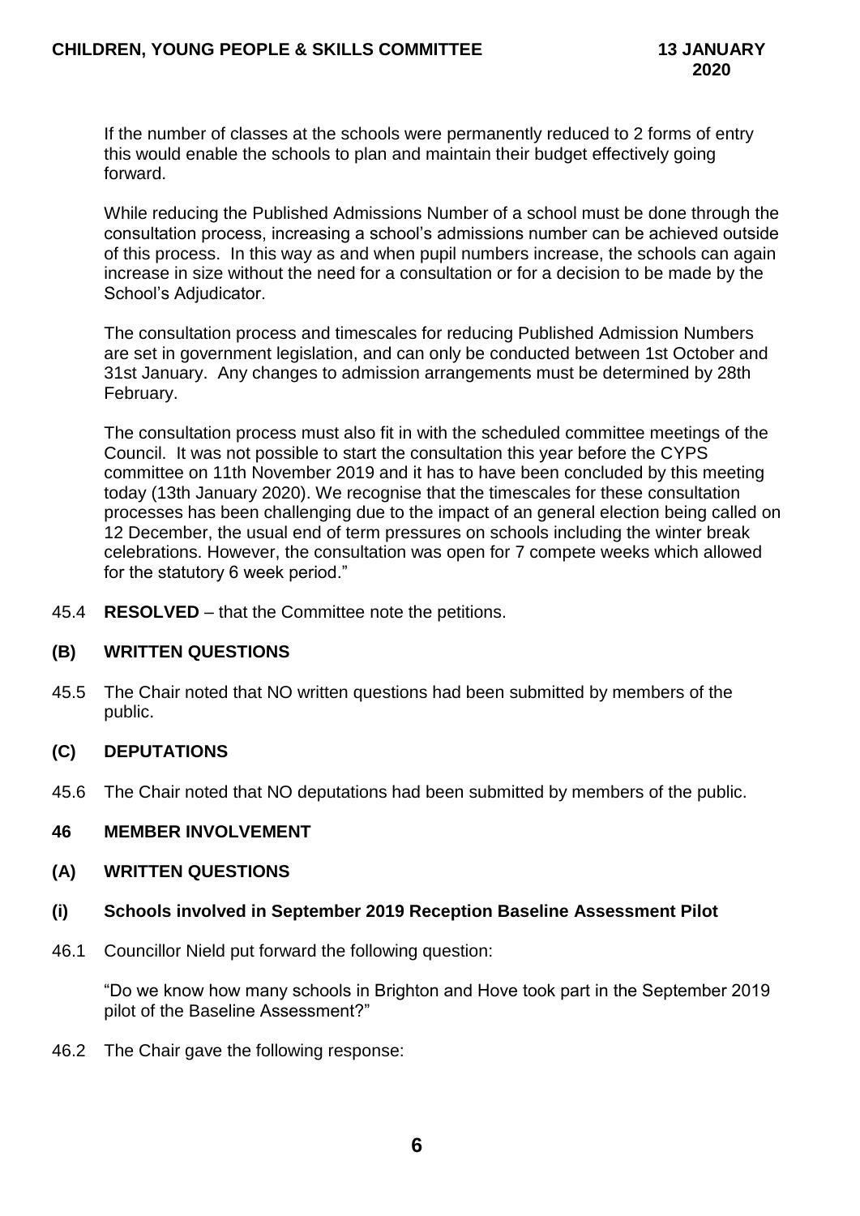If the number of classes at the schools were permanently reduced to 2 forms of entry this would enable the schools to plan and maintain their budget effectively going forward.

While reducing the Published Admissions Number of a school must be done through the consultation process, increasing a school's admissions number can be achieved outside of this process. In this way as and when pupil numbers increase, the schools can again increase in size without the need for a consultation or for a decision to be made by the School's Adjudicator.

The consultation process and timescales for reducing Published Admission Numbers are set in government legislation, and can only be conducted between 1st October and 31st January. Any changes to admission arrangements must be determined by 28th February.

The consultation process must also fit in with the scheduled committee meetings of the Council. It was not possible to start the consultation this year before the CYPS committee on 11th November 2019 and it has to have been concluded by this meeting today (13th January 2020). We recognise that the timescales for these consultation processes has been challenging due to the impact of an general election being called on 12 December, the usual end of term pressures on schools including the winter break celebrations. However, the consultation was open for 7 compete weeks which allowed for the statutory 6 week period."

45.4 **RESOLVED** – that the Committee note the petitions.

**(B) WRITTEN QUESTIONS**

45.5 The Chair noted that NO written questions had been submitted by members of the public.

**(C) DEPUTATIONS**

45.6 The Chair noted that NO deputations had been submitted by members of the public.

**46 MEMBER INVOLVEMENT**

**(A) WRITTEN QUESTIONS**

**(i) Schools involved in September 2019 Reception Baseline Assessment Pilot**

46.1 Councillor Nield put forward the following question:

"Do we know how many schools in Brighton and Hove took part in the September 2019 pilot of the Baseline Assessment?"

46.2 The Chair gave the following response: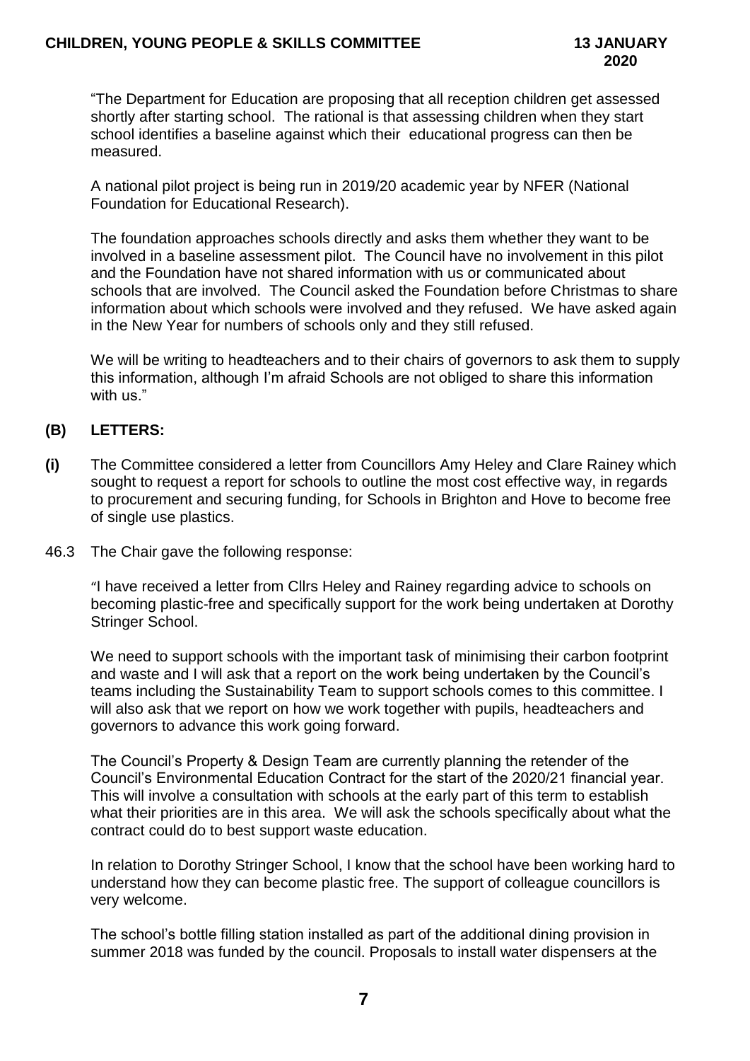"The Department for Education are proposing that all reception children get assessed shortly after starting school. The rational is that assessing children when they start school identifies a baseline against which their educational progress can then be measured.

A national pilot project is being run in 2019/20 academic year by NFER (National Foundation for Educational Research).

The foundation approaches schools directly and asks them whether they want to be involved in a baseline assessment pilot. The Council have no involvement in this pilot and the Foundation have not shared information with us or communicated about schools that are involved. The Council asked the Foundation before Christmas to share information about which schools were involved and they refused. We have asked again in the New Year for numbers of schools only and they still refused.

We will be writing to headteachers and to their chairs of governors to ask them to supply this information, although I'm afraid Schools are not obliged to share this information with us."

**(B) LETTERS:**

**(i)** The Committee considered a letter from Councillors Amy Heley and Clare Rainey which sought to request a report for schools to outline the most cost effective way, in regards to procurement and securing funding, for Schools in Brighton and Hove to become free of single use plastics.

46.3 The Chair gave the following response:

"I have received a letter from Cllrs Heley and Rainey regarding advice to schools on becoming plastic-free and specifically support for the work being undertaken at Dorothy Stringer School.

We need to support schools with the important task of minimising their carbon footprint and waste and I will ask that a report on the work being undertaken by the Council's teams including the Sustainability Team to support schools comes to this committee. I will also ask that we report on how we work together with pupils, headteachers and governors to advance this work going forward.

The Council's Property & Design Team are currently planning the retender of the Council's Environmental Education Contract for the start of the 2020/21 financial year. This will involve a consultation with schools at the early part of this term to establish what their priorities are in this area. We will ask the schools specifically about what the contract could do to best support waste education.

In relation to Dorothy Stringer School, I know that the school have been working hard to understand how they can become plastic free. The support of colleague councillors is very welcome.

The school's bottle filling station installed as part of the additional dining provision in summer 2018 was funded by the council. Proposals to install water dispensers at the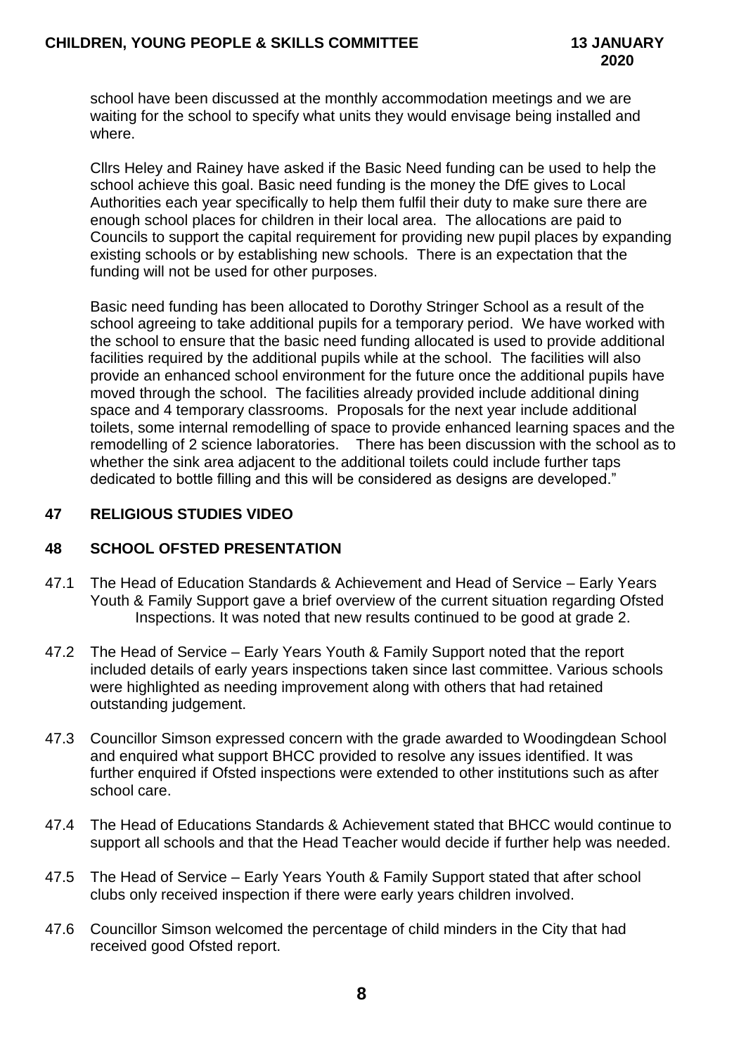school have been discussed at the monthly accommodation meetings and we are waiting for the school to specify what units they would envisage being installed and where.

Cllrs Heley and Rainey have asked if the Basic Need funding can be used to help the school achieve this goal. Basic need funding is the money the DfE gives to Local Authorities each year specifically to help them fulfil their duty to make sure there are enough school places for children in their local area. The allocations are paid to Councils to support the capital requirement for providing new pupil places by expanding existing schools or by establishing new schools. There is an expectation that the funding will not be used for other purposes.

Basic need funding has been allocated to Dorothy Stringer School as a result of the school agreeing to take additional pupils for a temporary period. We have worked with the school to ensure that the basic need funding allocated is used to provide additional facilities required by the additional pupils while at the school. The facilities will also provide an enhanced school environment for the future once the additional pupils have moved through the school. The facilities already provided include additional dining space and 4 temporary classrooms. Proposals for the next year include additional toilets, some internal remodelling of space to provide enhanced learning spaces and the remodelling of 2 science laboratories. There has been discussion with the school as to whether the sink area adjacent to the additional toilets could include further taps dedicated to bottle filling and this will be considered as designs are developed."

## 47 RELIGIOUS STUDIES VIDEO

## 48 SCHOOL OFSTED PRESENTATION

47.1 The Head of Education Standards & Achievement and Head of Service – Early Years Youth & Family Support gave a brief overview of the current situation regarding Ofsted Inspections. It was noted that new results continued to be good at grade 2.

47.2 The Head of Service – Early Years Youth & Family Support noted that the report included details of early years inspections taken since last committee. Various schools were highlighted as needing improvement along with others that had retained outstanding judgement.

47.3 Councillor Simson expressed concern with the grade awarded to Woodingdean School and enquired what support BHCC provided to resolve any issues identified. It was further enquired if Ofsted inspections were extended to other institutions such as after school care.

47.4 The Head of Educations Standards & Achievement stated that BHCC would continue to support all schools and that the Head Teacher would decide if further help was needed.

47.5 The Head of Service – Early Years Youth & Family Support stated that after school clubs only received inspection if there were early years children involved.

47.6 Councillor Simson welcomed the percentage of child minders in the City that had received good Ofsted report.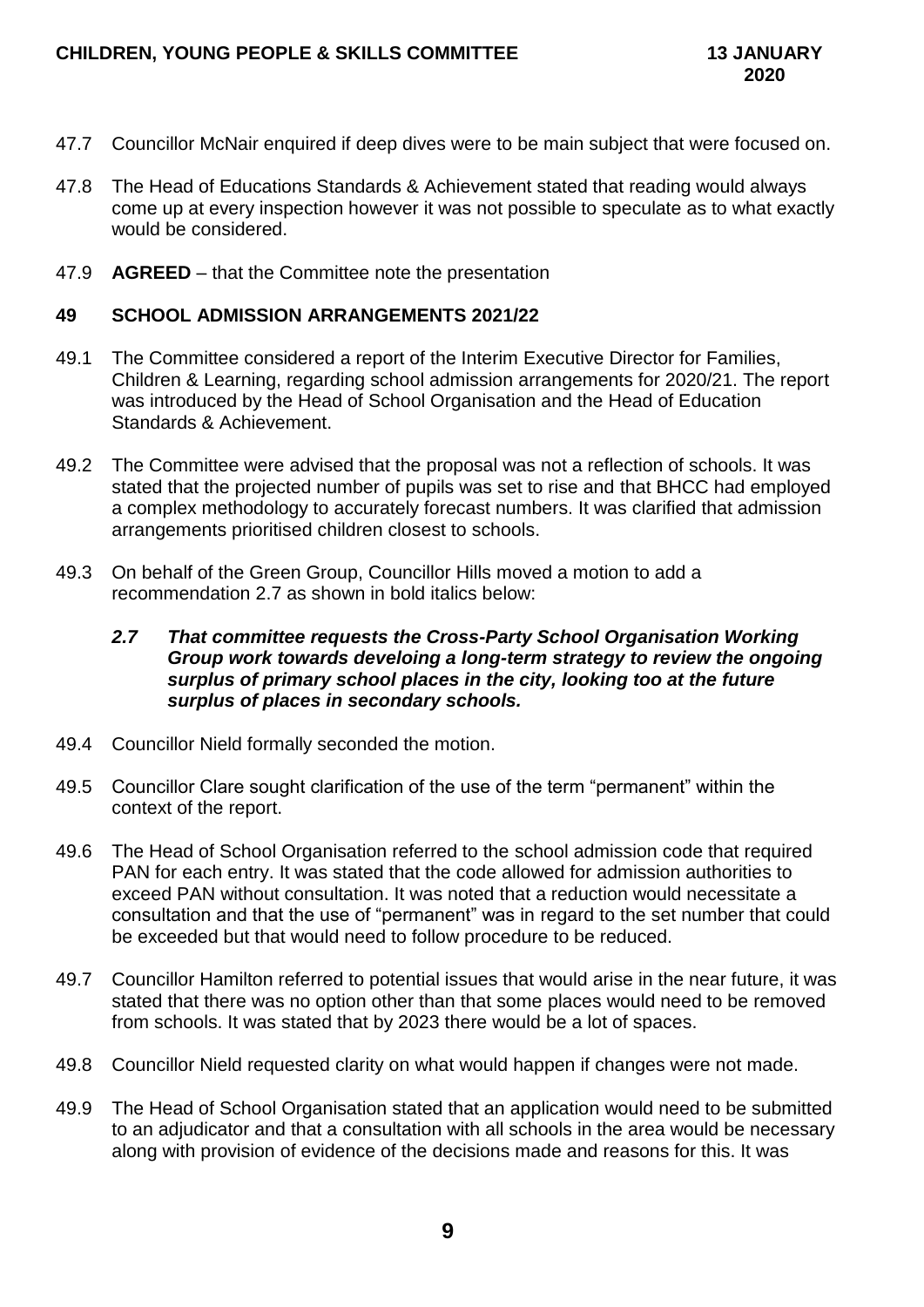47.7 Councillor McNair enquired if deep dives were to be main subject that were focused on.

47.8 The Head of Educations Standards & Achievement stated that reading would always come up at every inspection however it was not possible to speculate as to what exactly would be considered.

47.9 **AGREED** – that the Committee note the presentation

## 49 SCHOOL ADMISSION ARRANGEMENTS 2021/22

49.1 The Committee considered a report of the Interim Executive Director for Families, Children & Learning, regarding school admission arrangements for 2020/21. The report was introduced by the Head of School Organisation and the Head of Education Standards & Achievement.

49.2 The Committee were advised that the proposal was not a reflection of schools. It was stated that the projected number of pupils was set to rise and that BHCC had employed a complex methodology to accurately forecast numbers. It was clarified that admission arrangements prioritised children closest to schools.

49.3 On behalf of the Green Group, Councillor Hills moved a motion to add a recommendation 2.7 as shown in bold italics below:

> ***2.7 That committee requests the Cross-Party School Organisation Working Group work towards develoing a long-term strategy to review the ongoing surplus of primary school places in the city, looking too at the future surplus of places in secondary schools.***

49.4 Councillor Nield formally seconded the motion.

49.5 Councillor Clare sought clarification of the use of the term "permanent" within the context of the report.

49.6 The Head of School Organisation referred to the school admission code that required PAN for each entry. It was stated that the code allowed for admission authorities to exceed PAN without consultation. It was noted that a reduction would necessitate a consultation and that the use of "permanent" was in regard to the set number that could be exceeded but that would need to follow procedure to be reduced.

49.7 Councillor Hamilton referred to potential issues that would arise in the near future, it was stated that there was no option other than that some places would need to be removed from schools. It was stated that by 2023 there would be a lot of spaces.

49.8 Councillor Nield requested clarity on what would happen if changes were not made.

49.9 The Head of School Organisation stated that an application would need to be submitted to an adjudicator and that a consultation with all schools in the area would be necessary along with provision of evidence of the decisions made and reasons for this. It was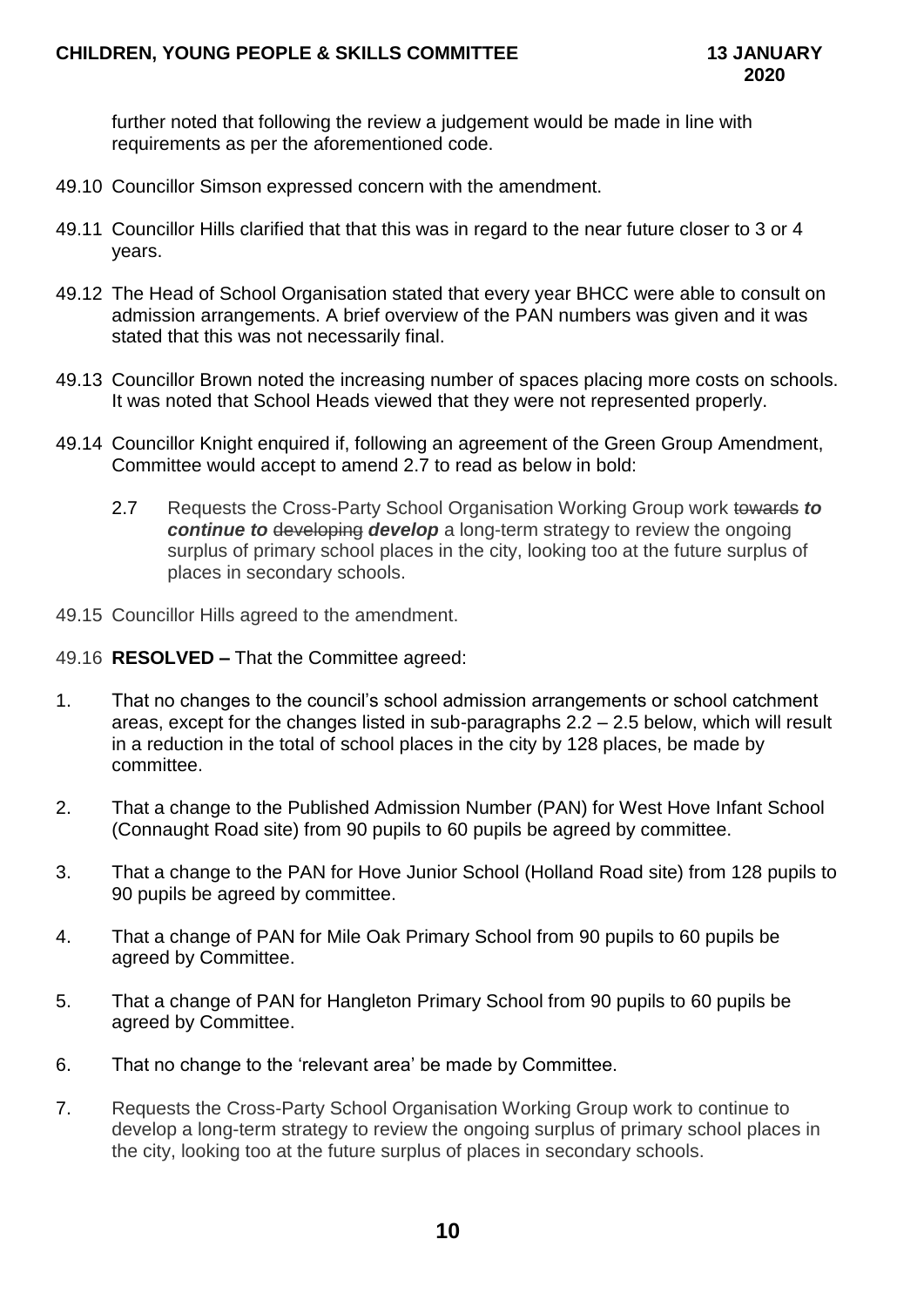further noted that following the review a judgement would be made in line with requirements as per the aforementioned code.

49.10 Councillor Simson expressed concern with the amendment.

49.11 Councillor Hills clarified that that this was in regard to the near future closer to 3 or 4 years.

49.12 The Head of School Organisation stated that every year BHCC were able to consult on admission arrangements. A brief overview of the PAN numbers was given and it was stated that this was not necessarily final.

49.13 Councillor Brown noted the increasing number of spaces placing more costs on schools. It was noted that School Heads viewed that they were not represented properly.

49.14 Councillor Knight enquired if, following an agreement of the Green Group Amendment, Committee would accept to amend 2.7 to read as below in bold:

> 2.7 Requests the Cross-Party School Organisation Working Group work ~~towards~~ ***to continue to*** ~~developing~~ ***develop*** a long-term strategy to review the ongoing surplus of primary school places in the city, looking too at the future surplus of places in secondary schools.

49.15 Councillor Hills agreed to the amendment.

49.16 **RESOLVED –** That the Committee agreed:

1. That no changes to the council's school admission arrangements or school catchment areas, except for the changes listed in sub-paragraphs 2.2 – 2.5 below, which will result in a reduction in the total of school places in the city by 128 places, be made by committee.

2. That a change to the Published Admission Number (PAN) for West Hove Infant School (Connaught Road site) from 90 pupils to 60 pupils be agreed by committee.

3. That a change to the PAN for Hove Junior School (Holland Road site) from 128 pupils to 90 pupils be agreed by committee.

4. That a change of PAN for Mile Oak Primary School from 90 pupils to 60 pupils be agreed by Committee.

5. That a change of PAN for Hangleton Primary School from 90 pupils to 60 pupils be agreed by Committee.

6. That no change to the 'relevant area' be made by Committee.

7. Requests the Cross-Party School Organisation Working Group work to continue to develop a long-term strategy to review the ongoing surplus of primary school places in the city, looking too at the future surplus of places in secondary schools.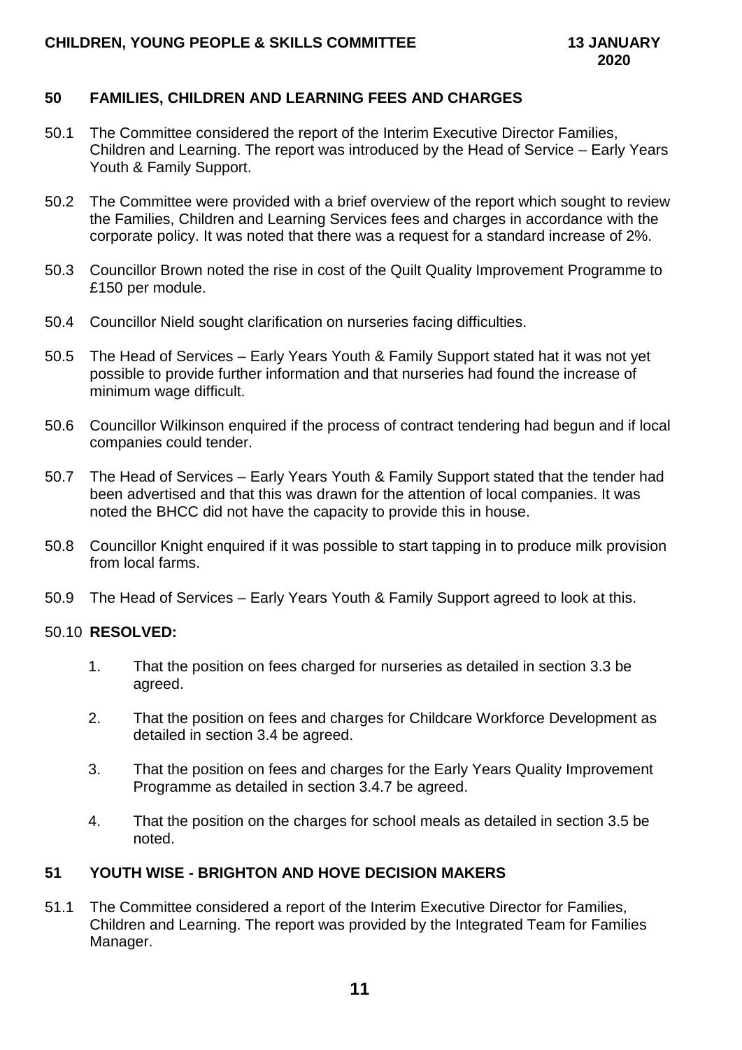## 50 FAMILIES, CHILDREN AND LEARNING FEES AND CHARGES

50.1 The Committee considered the report of the Interim Executive Director Families, Children and Learning. The report was introduced by the Head of Service – Early Years Youth & Family Support.

50.2 The Committee were provided with a brief overview of the report which sought to review the Families, Children and Learning Services fees and charges in accordance with the corporate policy. It was noted that there was a request for a standard increase of 2%.

50.3 Councillor Brown noted the rise in cost of the Quilt Quality Improvement Programme to £150 per module.

50.4 Councillor Nield sought clarification on nurseries facing difficulties.

50.5 The Head of Services – Early Years Youth & Family Support stated hat it was not yet possible to provide further information and that nurseries had found the increase of minimum wage difficult.

50.6 Councillor Wilkinson enquired if the process of contract tendering had begun and if local companies could tender.

50.7 The Head of Services – Early Years Youth & Family Support stated that the tender had been advertised and that this was drawn for the attention of local companies. It was noted the BHCC did not have the capacity to provide this in house.

50.8 Councillor Knight enquired if it was possible to start tapping in to produce milk provision from local farms.

50.9 The Head of Services – Early Years Youth & Family Support agreed to look at this.

50.10 **RESOLVED:**

1. That the position on fees charged for nurseries as detailed in section 3.3 be agreed.

2. That the position on fees and charges for Childcare Workforce Development as detailed in section 3.4 be agreed.

3. That the position on fees and charges for the Early Years Quality Improvement Programme as detailed in section 3.4.7 be agreed.

4. That the position on the charges for school meals as detailed in section 3.5 be noted.

## 51 YOUTH WISE - BRIGHTON AND HOVE DECISION MAKERS

51.1 The Committee considered a report of the Interim Executive Director for Families, Children and Learning. The report was provided by the Integrated Team for Families Manager.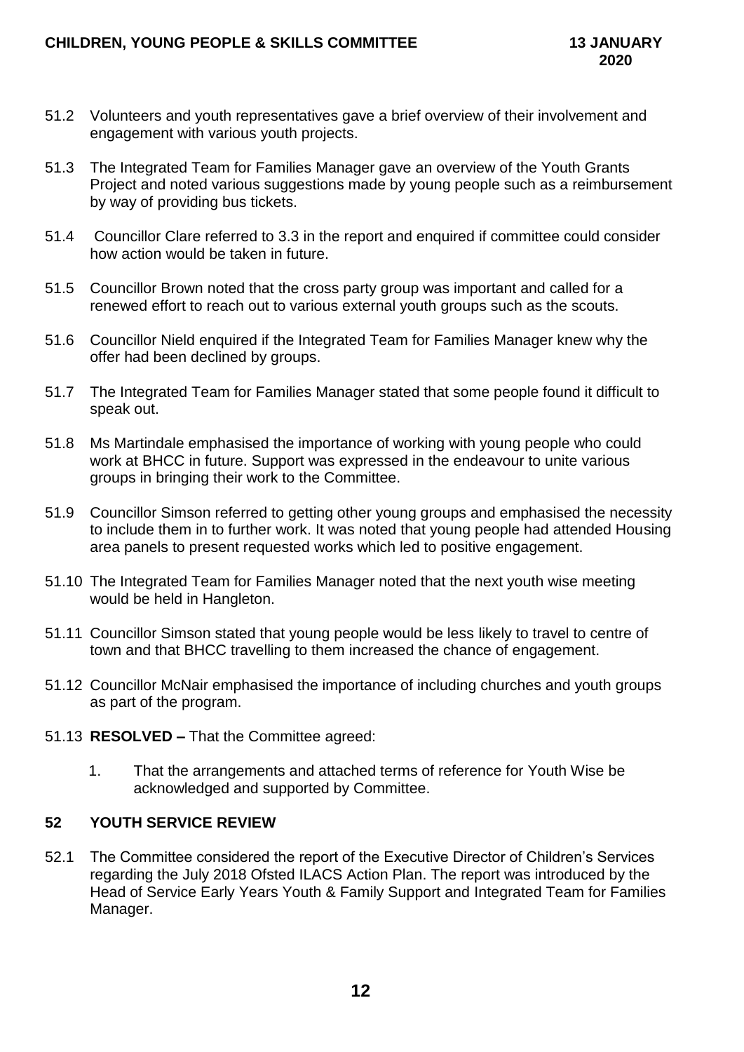51.2 Volunteers and youth representatives gave a brief overview of their involvement and engagement with various youth projects.

51.3 The Integrated Team for Families Manager gave an overview of the Youth Grants Project and noted various suggestions made by young people such as a reimbursement by way of providing bus tickets.

51.4 Councillor Clare referred to 3.3 in the report and enquired if committee could consider how action would be taken in future.

51.5 Councillor Brown noted that the cross party group was important and called for a renewed effort to reach out to various external youth groups such as the scouts.

51.6 Councillor Nield enquired if the Integrated Team for Families Manager knew why the offer had been declined by groups.

51.7 The Integrated Team for Families Manager stated that some people found it difficult to speak out.

51.8 Ms Martindale emphasised the importance of working with young people who could work at BHCC in future. Support was expressed in the endeavour to unite various groups in bringing their work to the Committee.

51.9 Councillor Simson referred to getting other young groups and emphasised the necessity to include them in to further work. It was noted that young people had attended Housing area panels to present requested works which led to positive engagement.

51.10 The Integrated Team for Families Manager noted that the next youth wise meeting would be held in Hangleton.

51.11 Councillor Simson stated that young people would be less likely to travel to centre of town and that BHCC travelling to them increased the chance of engagement.

51.12 Councillor McNair emphasised the importance of including churches and youth groups as part of the program.

51.13 **RESOLVED –** That the Committee agreed:

1. That the arrangements and attached terms of reference for Youth Wise be acknowledged and supported by Committee.

## 52 YOUTH SERVICE REVIEW

52.1 The Committee considered the report of the Executive Director of Children's Services regarding the July 2018 Ofsted ILACS Action Plan. The report was introduced by the Head of Service Early Years Youth & Family Support and Integrated Team for Families Manager.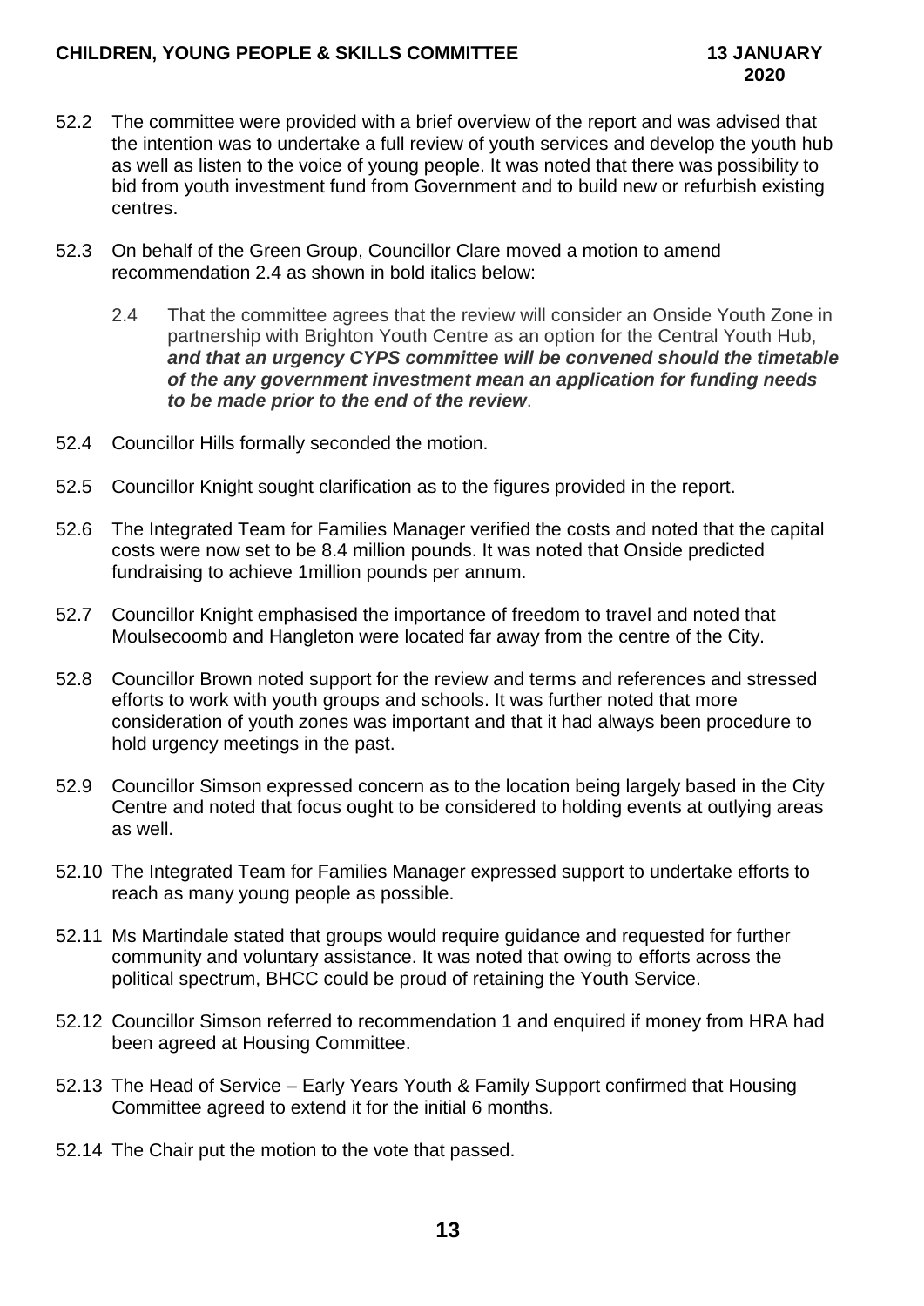52.2 The committee were provided with a brief overview of the report and was advised that the intention was to undertake a full review of youth services and develop the youth hub as well as listen to the voice of young people. It was noted that there was possibility to bid from youth investment fund from Government and to build new or refurbish existing centres.

52.3 On behalf of the Green Group, Councillor Clare moved a motion to amend recommendation 2.4 as shown in bold italics below:

> 2.4 That the committee agrees that the review will consider an Onside Youth Zone in partnership with Brighton Youth Centre as an option for the Central Youth Hub, ***and that an urgency CYPS committee will be convened should the timetable of the any government investment mean an application for funding needs to be made prior to the end of the review***.

52.4 Councillor Hills formally seconded the motion.

52.5 Councillor Knight sought clarification as to the figures provided in the report.

52.6 The Integrated Team for Families Manager verified the costs and noted that the capital costs were now set to be 8.4 million pounds. It was noted that Onside predicted fundraising to achieve 1million pounds per annum.

52.7 Councillor Knight emphasised the importance of freedom to travel and noted that Moulsecoomb and Hangleton were located far away from the centre of the City.

52.8 Councillor Brown noted support for the review and terms and references and stressed efforts to work with youth groups and schools. It was further noted that more consideration of youth zones was important and that it had always been procedure to hold urgency meetings in the past.

52.9 Councillor Simson expressed concern as to the location being largely based in the City Centre and noted that focus ought to be considered to holding events at outlying areas as well.

52.10 The Integrated Team for Families Manager expressed support to undertake efforts to reach as many young people as possible.

52.11 Ms Martindale stated that groups would require guidance and requested for further community and voluntary assistance. It was noted that owing to efforts across the political spectrum, BHCC could be proud of retaining the Youth Service.

52.12 Councillor Simson referred to recommendation 1 and enquired if money from HRA had been agreed at Housing Committee.

52.13 The Head of Service – Early Years Youth & Family Support confirmed that Housing Committee agreed to extend it for the initial 6 months.

52.14 The Chair put the motion to the vote that passed.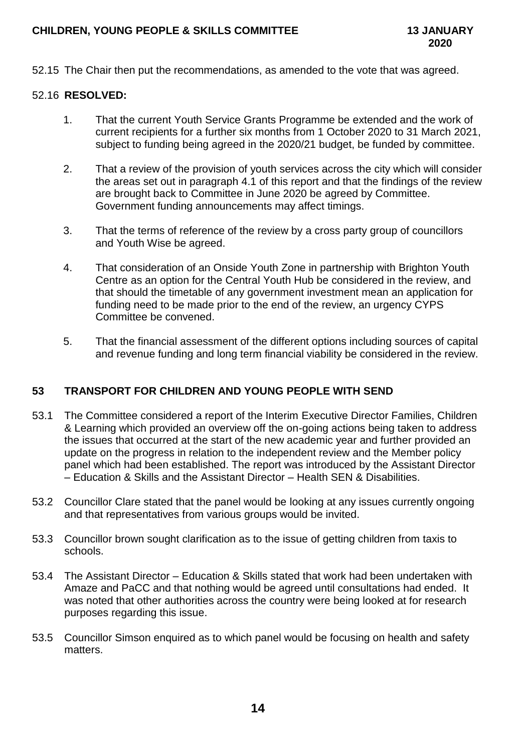52.15 The Chair then put the recommendations, as amended to the vote that was agreed.

52.16 **RESOLVED:**

1. That the current Youth Service Grants Programme be extended and the work of current recipients for a further six months from 1 October 2020 to 31 March 2021, subject to funding being agreed in the 2020/21 budget, be funded by committee.

2. That a review of the provision of youth services across the city which will consider the areas set out in paragraph 4.1 of this report and that the findings of the review are brought back to Committee in June 2020 be agreed by Committee. Government funding announcements may affect timings.

3. That the terms of reference of the review by a cross party group of councillors and Youth Wise be agreed.

4. That consideration of an Onside Youth Zone in partnership with Brighton Youth Centre as an option for the Central Youth Hub be considered in the review, and that should the timetable of any government investment mean an application for funding need to be made prior to the end of the review, an urgency CYPS Committee be convened.

5. That the financial assessment of the different options including sources of capital and revenue funding and long term financial viability be considered in the review.

## 53 TRANSPORT FOR CHILDREN AND YOUNG PEOPLE WITH SEND

53.1 The Committee considered a report of the Interim Executive Director Families, Children & Learning which provided an overview off the on-going actions being taken to address the issues that occurred at the start of the new academic year and further provided an update on the progress in relation to the independent review and the Member policy panel which had been established. The report was introduced by the Assistant Director – Education & Skills and the Assistant Director – Health SEN & Disabilities.

53.2 Councillor Clare stated that the panel would be looking at any issues currently ongoing and that representatives from various groups would be invited.

53.3 Councillor brown sought clarification as to the issue of getting children from taxis to schools.

53.4 The Assistant Director – Education & Skills stated that work had been undertaken with Amaze and PaCC and that nothing would be agreed until consultations had ended. It was noted that other authorities across the country were being looked at for research purposes regarding this issue.

53.5 Councillor Simson enquired as to which panel would be focusing on health and safety matters.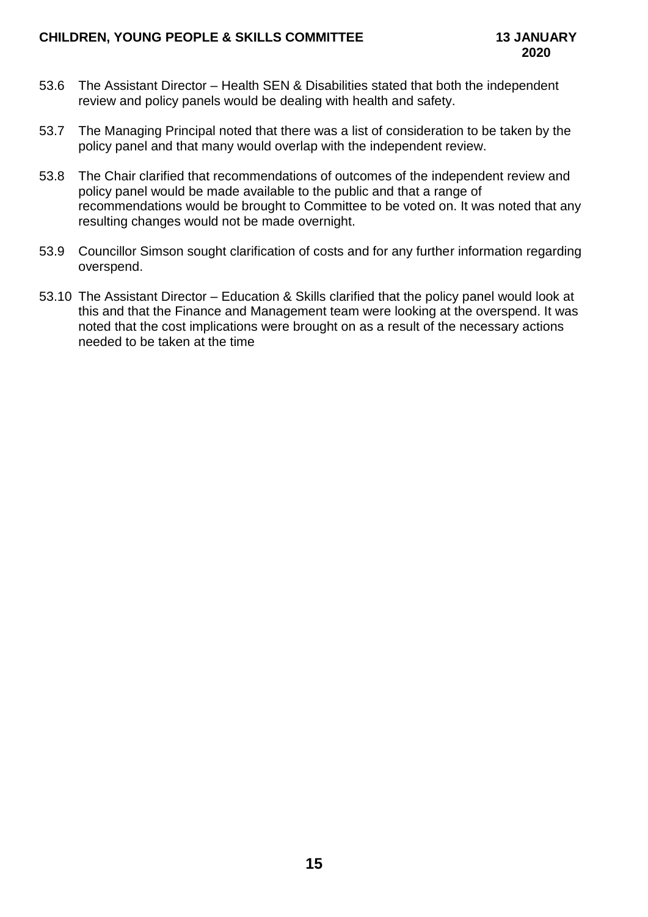53.6 The Assistant Director – Health SEN & Disabilities stated that both the independent review and policy panels would be dealing with health and safety.

53.7 The Managing Principal noted that there was a list of consideration to be taken by the policy panel and that many would overlap with the independent review.

53.8 The Chair clarified that recommendations of outcomes of the independent review and policy panel would be made available to the public and that a range of recommendations would be brought to Committee to be voted on. It was noted that any resulting changes would not be made overnight.

53.9 Councillor Simson sought clarification of costs and for any further information regarding overspend.

53.10 The Assistant Director – Education & Skills clarified that the policy panel would look at this and that the Finance and Management team were looking at the overspend. It was noted that the cost implications were brought on as a result of the necessary actions needed to be taken at the time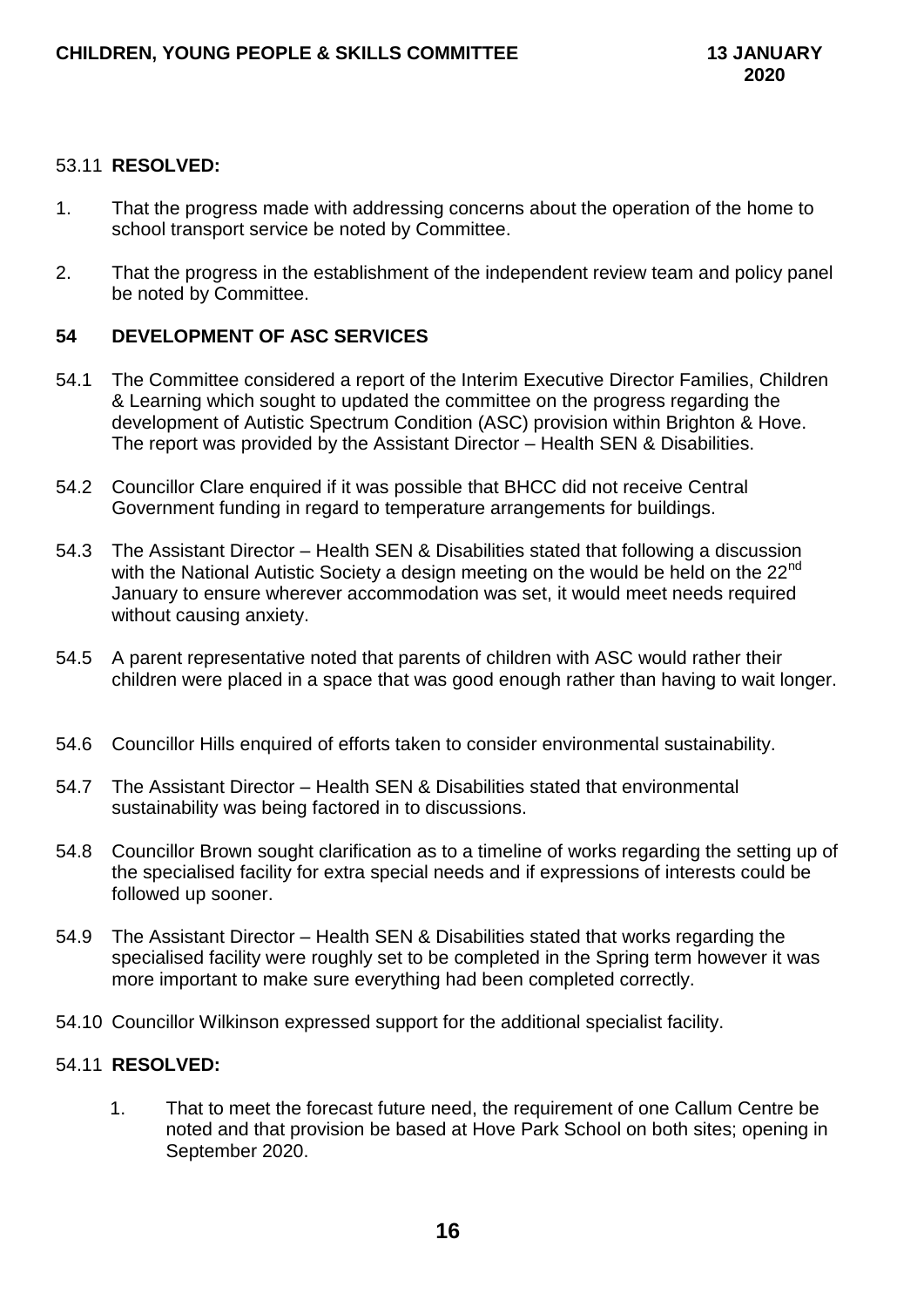53.11 **RESOLVED:**

1. That the progress made with addressing concerns about the operation of the home to school transport service be noted by Committee.

2. That the progress in the establishment of the independent review team and policy panel be noted by Committee.

## 54 DEVELOPMENT OF ASC SERVICES

54.1 The Committee considered a report of the Interim Executive Director Families, Children & Learning which sought to updated the committee on the progress regarding the development of Autistic Spectrum Condition (ASC) provision within Brighton & Hove. The report was provided by the Assistant Director – Health SEN & Disabilities.

54.2 Councillor Clare enquired if it was possible that BHCC did not receive Central Government funding in regard to temperature arrangements for buildings.

54.3 The Assistant Director – Health SEN & Disabilities stated that following a discussion with the National Autistic Society a design meeting on the would be held on the 22nd January to ensure wherever accommodation was set, it would meet needs required without causing anxiety.

54.5 A parent representative noted that parents of children with ASC would rather their children were placed in a space that was good enough rather than having to wait longer.

54.6 Councillor Hills enquired of efforts taken to consider environmental sustainability.

54.7 The Assistant Director – Health SEN & Disabilities stated that environmental sustainability was being factored in to discussions.

54.8 Councillor Brown sought clarification as to a timeline of works regarding the setting up of the specialised facility for extra special needs and if expressions of interests could be followed up sooner.

54.9 The Assistant Director – Health SEN & Disabilities stated that works regarding the specialised facility were roughly set to be completed in the Spring term however it was more important to make sure everything had been completed correctly.

54.10 Councillor Wilkinson expressed support for the additional specialist facility.

54.11 **RESOLVED:**

1. That to meet the forecast future need, the requirement of one Callum Centre be noted and that provision be based at Hove Park School on both sites; opening in September 2020.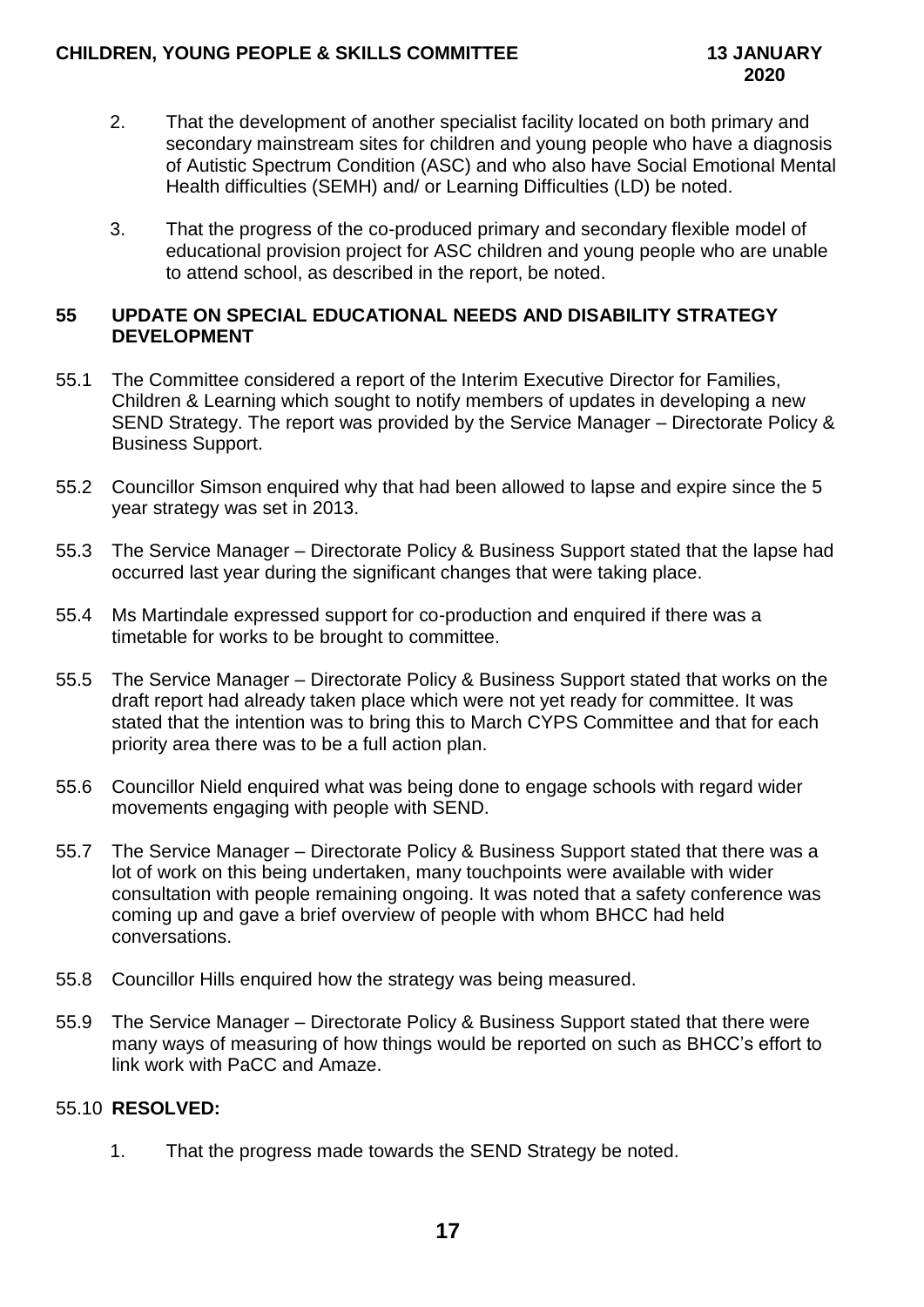2. That the development of another specialist facility located on both primary and secondary mainstream sites for children and young people who have a diagnosis of Autistic Spectrum Condition (ASC) and who also have Social Emotional Mental Health difficulties (SEMH) and/ or Learning Difficulties (LD) be noted.

3. That the progress of the co-produced primary and secondary flexible model of educational provision project for ASC children and young people who are unable to attend school, as described in the report, be noted.

## 55 UPDATE ON SPECIAL EDUCATIONAL NEEDS AND DISABILITY STRATEGY DEVELOPMENT

55.1 The Committee considered a report of the Interim Executive Director for Families, Children & Learning which sought to notify members of updates in developing a new SEND Strategy. The report was provided by the Service Manager – Directorate Policy & Business Support.

55.2 Councillor Simson enquired why that had been allowed to lapse and expire since the 5 year strategy was set in 2013.

55.3 The Service Manager – Directorate Policy & Business Support stated that the lapse had occurred last year during the significant changes that were taking place.

55.4 Ms Martindale expressed support for co-production and enquired if there was a timetable for works to be brought to committee.

55.5 The Service Manager – Directorate Policy & Business Support stated that works on the draft report had already taken place which were not yet ready for committee. It was stated that the intention was to bring this to March CYPS Committee and that for each priority area there was to be a full action plan.

55.6 Councillor Nield enquired what was being done to engage schools with regard wider movements engaging with people with SEND.

55.7 The Service Manager – Directorate Policy & Business Support stated that there was a lot of work on this being undertaken, many touchpoints were available with wider consultation with people remaining ongoing. It was noted that a safety conference was coming up and gave a brief overview of people with whom BHCC had held conversations.

55.8 Councillor Hills enquired how the strategy was being measured.

55.9 The Service Manager – Directorate Policy & Business Support stated that there were many ways of measuring of how things would be reported on such as BHCC's effort to link work with PaCC and Amaze.

55.10 **RESOLVED:**

1. That the progress made towards the SEND Strategy be noted.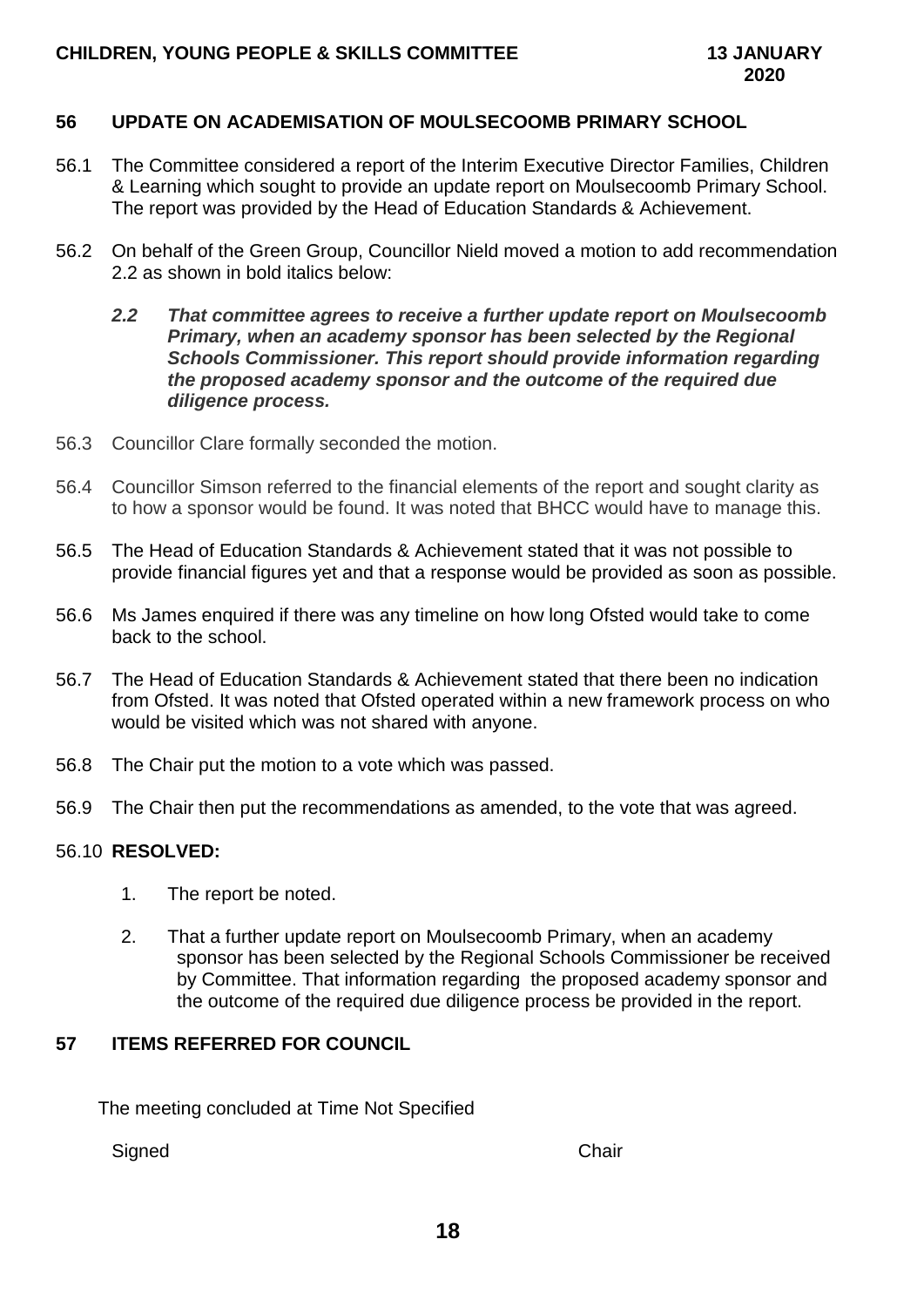## 56 UPDATE ON ACADEMISATION OF MOULSECOOMB PRIMARY SCHOOL

56.1 The Committee considered a report of the Interim Executive Director Families, Children & Learning which sought to provide an update report on Moulsecoomb Primary School. The report was provided by the Head of Education Standards & Achievement.

56.2 On behalf of the Green Group, Councillor Nield moved a motion to add recommendation 2.2 as shown in bold italics below:

> ***2.2 That committee agrees to receive a further update report on Moulsecoomb Primary, when an academy sponsor has been selected by the Regional Schools Commissioner. This report should provide information regarding the proposed academy sponsor and the outcome of the required due diligence process.***

56.3 Councillor Clare formally seconded the motion.

56.4 Councillor Simson referred to the financial elements of the report and sought clarity as to how a sponsor would be found. It was noted that BHCC would have to manage this.

56.5 The Head of Education Standards & Achievement stated that it was not possible to provide financial figures yet and that a response would be provided as soon as possible.

56.6 Ms James enquired if there was any timeline on how long Ofsted would take to come back to the school.

56.7 The Head of Education Standards & Achievement stated that there been no indication from Ofsted. It was noted that Ofsted operated within a new framework process on who would be visited which was not shared with anyone.

56.8 The Chair put the motion to a vote which was passed.

56.9 The Chair then put the recommendations as amended, to the vote that was agreed.

56.10 **RESOLVED:**

1. The report be noted.
2. That a further update report on Moulsecoomb Primary, when an academy sponsor has been selected by the Regional Schools Commissioner be received by Committee. That information regarding the proposed academy sponsor and the outcome of the required due diligence process be provided in the report.

## 57 ITEMS REFERRED FOR COUNCIL

The meeting concluded at Time Not Specified

Signed Chair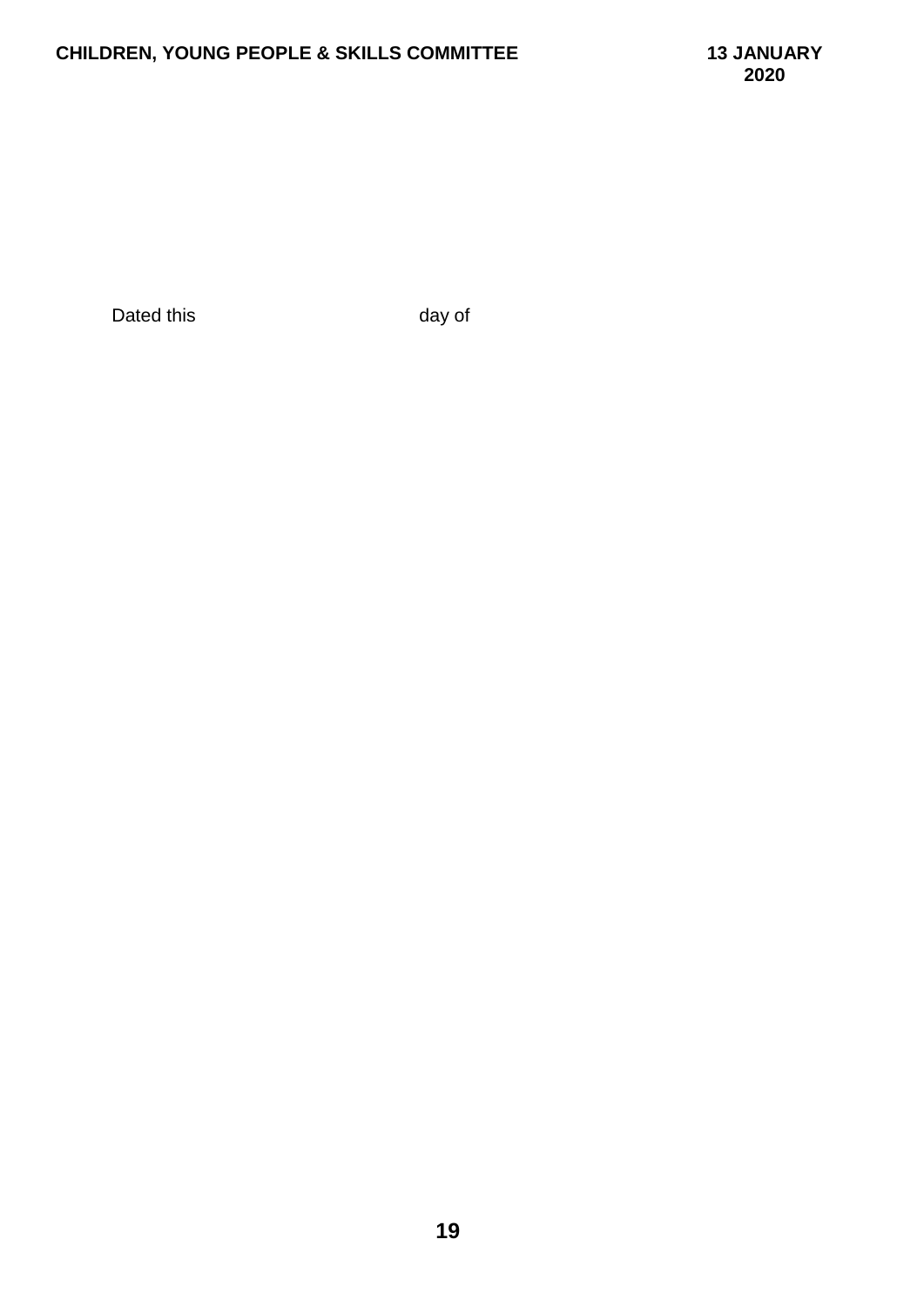Dated this day of